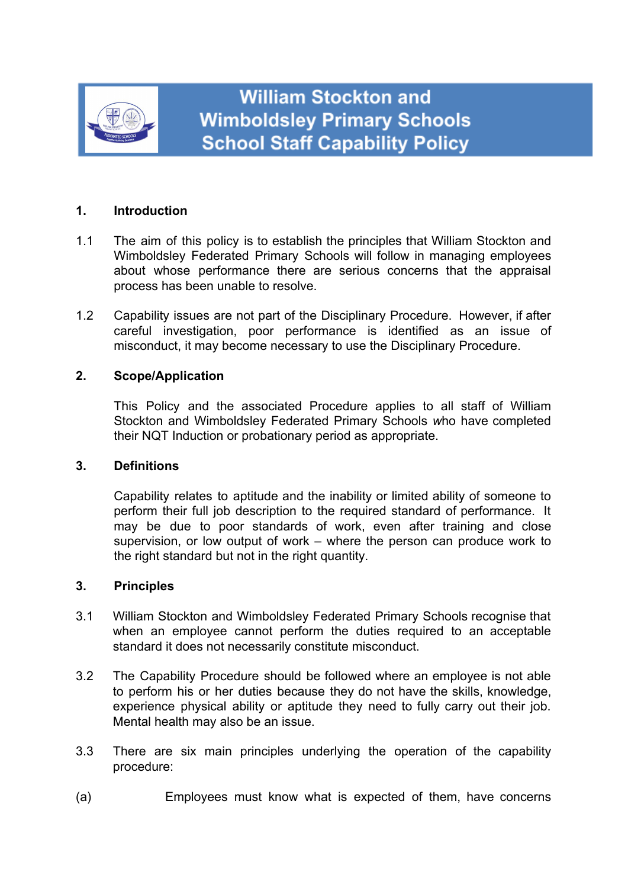# William Stockton and Wimboldsley Primary Schools School Staff Capability Policy

## 1. Introduction

1.1 The aim of this policy is to establish the principles that William Stockton and Wimboldsley Federated Primary Schools will follow in managing employees about whose performance there are serious concerns that the appraisal process has been unable to resolve.

1.2 Capability issues are not part of the Disciplinary Procedure. However, if after careful investigation, poor performance is identified as an issue of misconduct, it may become necessary to use the Disciplinary Procedure.

## 2. Scope/Application

This Policy and the associated Procedure applies to all staff of William Stockton and Wimboldsley Federated Primary Schools *w*ho have completed their NQT Induction or probationary period as appropriate.

## 3. Definitions

Capability relates to aptitude and the inability or limited ability of someone to perform their full job description to the required standard of performance. It may be due to poor standards of work, even after training and close supervision, or low output of work – where the person can produce work to the right standard but not in the right quantity.

## 3. Principles

3.1 William Stockton and Wimboldsley Federated Primary Schools recognise that when an employee cannot perform the duties required to an acceptable standard it does not necessarily constitute misconduct.

3.2 The Capability Procedure should be followed where an employee is not able to perform his or her duties because they do not have the skills, knowledge, experience physical ability or aptitude they need to fully carry out their job. Mental health may also be an issue.

3.3 There are six main principles underlying the operation of the capability procedure:

(a) Employees must know what is expected of them, have concerns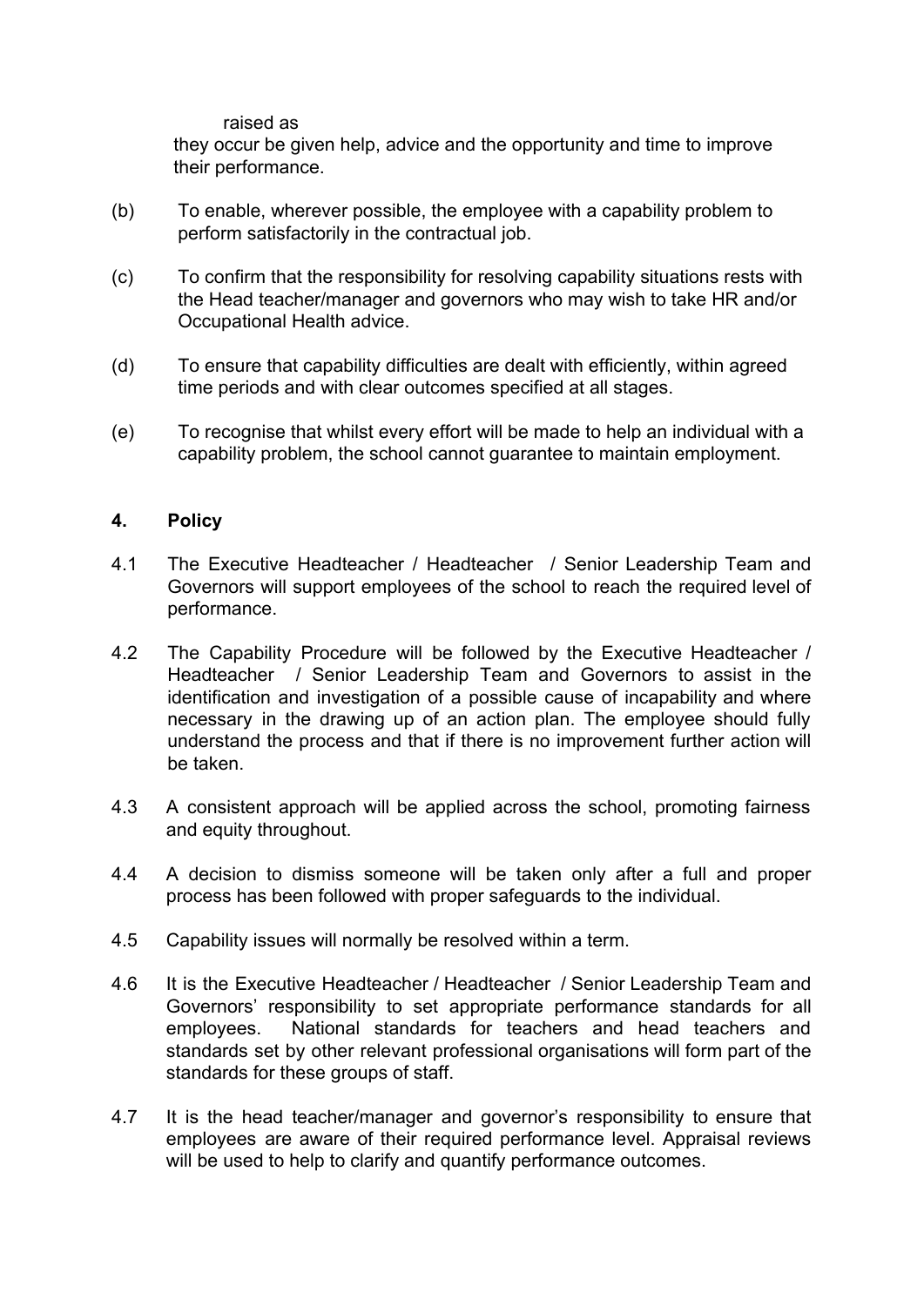raised as
they occur be given help, advice and the opportunity and time to improve their performance.

(b) To enable, wherever possible, the employee with a capability problem to perform satisfactorily in the contractual job.

(c) To confirm that the responsibility for resolving capability situations rests with the Head teacher/manager and governors who may wish to take HR and/or Occupational Health advice.

(d) To ensure that capability difficulties are dealt with efficiently, within agreed time periods and with clear outcomes specified at all stages.

(e) To recognise that whilst every effort will be made to help an individual with a capability problem, the school cannot guarantee to maintain employment.

## 4. Policy

4.1 The Executive Headteacher / Headteacher / Senior Leadership Team and Governors will support employees of the school to reach the required level of performance.

4.2 The Capability Procedure will be followed by the Executive Headteacher / Headteacher / Senior Leadership Team and Governors to assist in the identification and investigation of a possible cause of incapability and where necessary in the drawing up of an action plan. The employee should fully understand the process and that if there is no improvement further action will be taken.

4.3 A consistent approach will be applied across the school, promoting fairness and equity throughout.

4.4 A decision to dismiss someone will be taken only after a full and proper process has been followed with proper safeguards to the individual.

4.5 Capability issues will normally be resolved within a term.

4.6 It is the Executive Headteacher / Headteacher / Senior Leadership Team and Governors' responsibility to set appropriate performance standards for all employees. National standards for teachers and head teachers and standards set by other relevant professional organisations will form part of the standards for these groups of staff.

4.7 It is the head teacher/manager and governor's responsibility to ensure that employees are aware of their required performance level. Appraisal reviews will be used to help to clarify and quantify performance outcomes.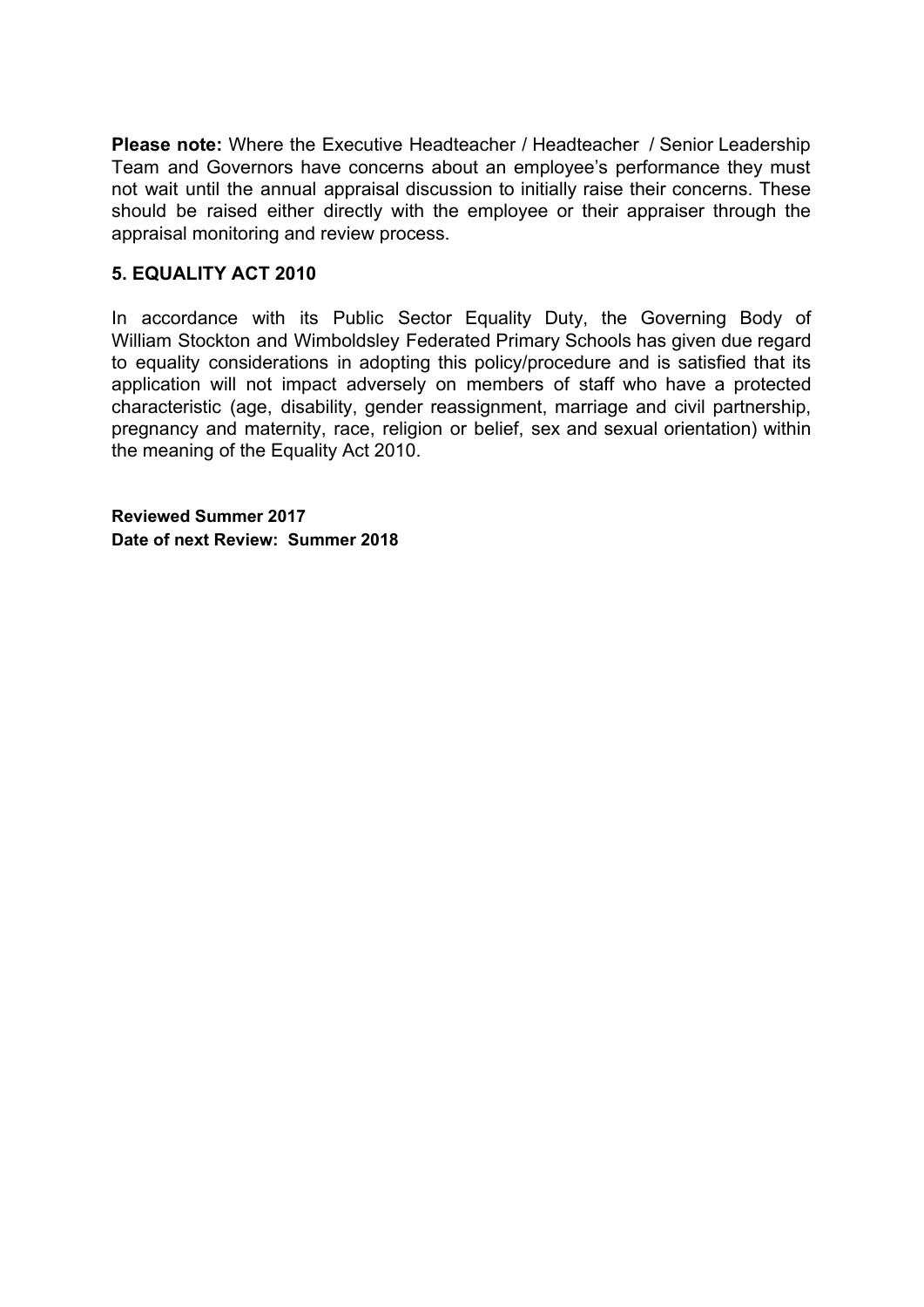**Please note:** Where the Executive Headteacher / Headteacher / Senior Leadership Team and Governors have concerns about an employee's performance they must not wait until the annual appraisal discussion to initially raise their concerns. These should be raised either directly with the employee or their appraiser through the appraisal monitoring and review process.

## 5. EQUALITY ACT 2010

In accordance with its Public Sector Equality Duty, the Governing Body of William Stockton and Wimboldsley Federated Primary Schools has given due regard to equality considerations in adopting this policy/procedure and is satisfied that its application will not impact adversely on members of staff who have a protected characteristic (age, disability, gender reassignment, marriage and civil partnership, pregnancy and maternity, race, religion or belief, sex and sexual orientation) within the meaning of the Equality Act 2010.

**Reviewed Summer 2017**
**Date of next Review: Summer 2018**